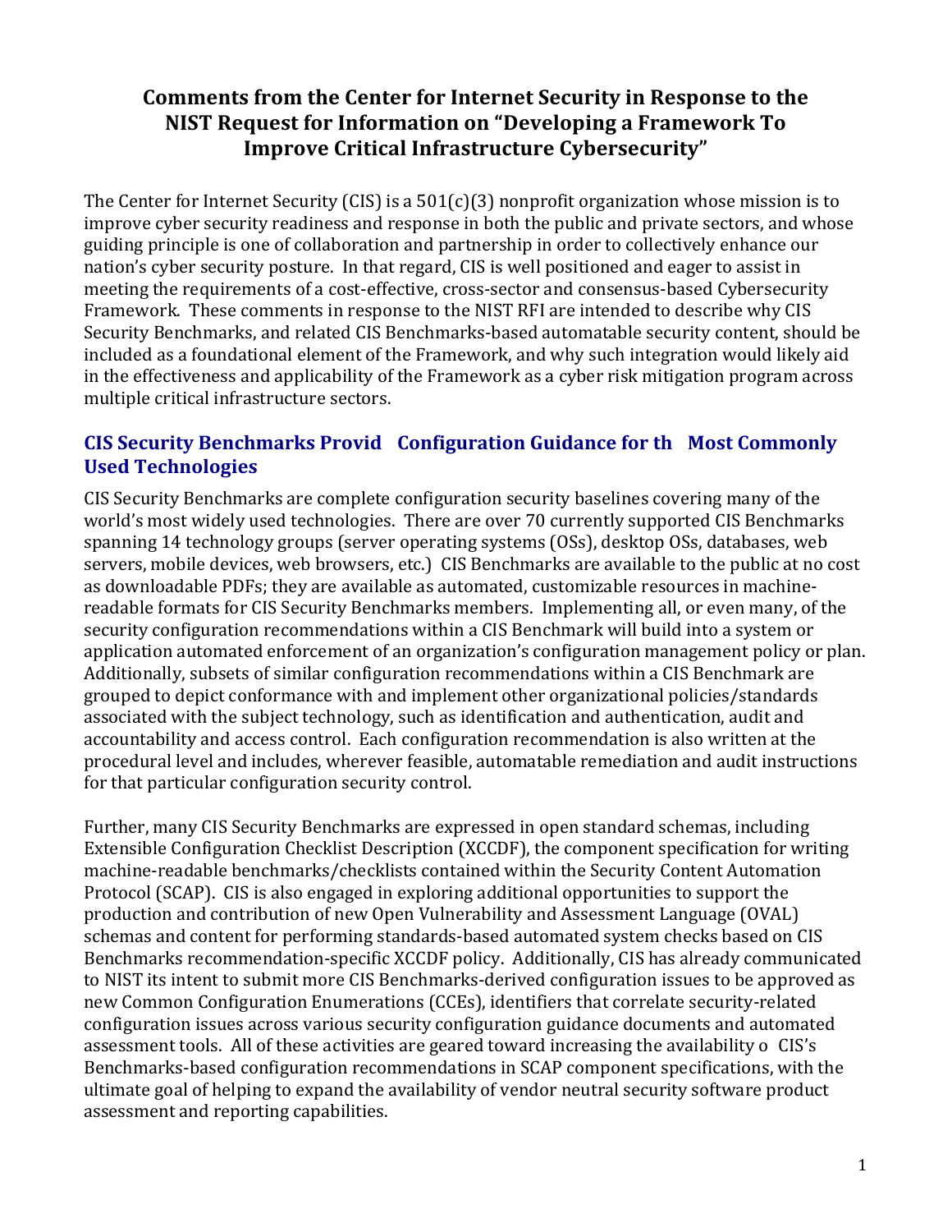# Comments from the Center for Internet Security in Response to the NIST Request for Information on "Developing a Framework To Improve Critical Infrastructure Cybersecurity"

The Center for Internet Security (CIS) is a 501(c)(3) nonprofit organization whose mission is to improve cyber security readiness and response in both the public and private sectors, and whose guiding principle is one of collaboration and partnership in order to collectively enhance our nation's cyber security posture. In that regard, CIS is well positioned and eager to assist in meeting the requirements of a cost-effective, cross-sector and consensus-based Cybersecurity Framework. These comments in response to the NIST RFI are intended to describe why CIS Security Benchmarks, and related CIS Benchmarks-based automatable security content, should be included as a foundational element of the Framework, and why such integration would likely aid in the effectiveness and applicability of the Framework as a cyber risk mitigation program across multiple critical infrastructure sectors.

## CIS Security Benchmarks Provid Configuration Guidance for th Most Commonly Used Technologies

CIS Security Benchmarks are complete configuration security baselines covering many of the world's most widely used technologies. There are over 70 currently supported CIS Benchmarks spanning 14 technology groups (server operating systems (OSs), desktop OSs, databases, web servers, mobile devices, web browsers, etc.) CIS Benchmarks are available to the public at no cost as downloadable PDFs; they are available as automated, customizable resources in machine-readable formats for CIS Security Benchmarks members. Implementing all, or even many, of the security configuration recommendations within a CIS Benchmark will build into a system or application automated enforcement of an organization's configuration management policy or plan. Additionally, subsets of similar configuration recommendations within a CIS Benchmark are grouped to depict conformance with and implement other organizational policies/standards associated with the subject technology, such as identification and authentication, audit and accountability and access control. Each configuration recommendation is also written at the procedural level and includes, wherever feasible, automatable remediation and audit instructions for that particular configuration security control.

Further, many CIS Security Benchmarks are expressed in open standard schemas, including Extensible Configuration Checklist Description (XCCDF), the component specification for writing machine-readable benchmarks/checklists contained within the Security Content Automation Protocol (SCAP). CIS is also engaged in exploring additional opportunities to support the production and contribution of new Open Vulnerability and Assessment Language (OVAL) schemas and content for performing standards-based automated system checks based on CIS Benchmarks recommendation-specific XCCDF policy. Additionally, CIS has already communicated to NIST its intent to submit more CIS Benchmarks-derived configuration issues to be approved as new Common Configuration Enumerations (CCEs), identifiers that correlate security-related configuration issues across various security configuration guidance documents and automated assessment tools. All of these activities are geared toward increasing the availability o CIS's Benchmarks-based configuration recommendations in SCAP component specifications, with the ultimate goal of helping to expand the availability of vendor neutral security software product assessment and reporting capabilities.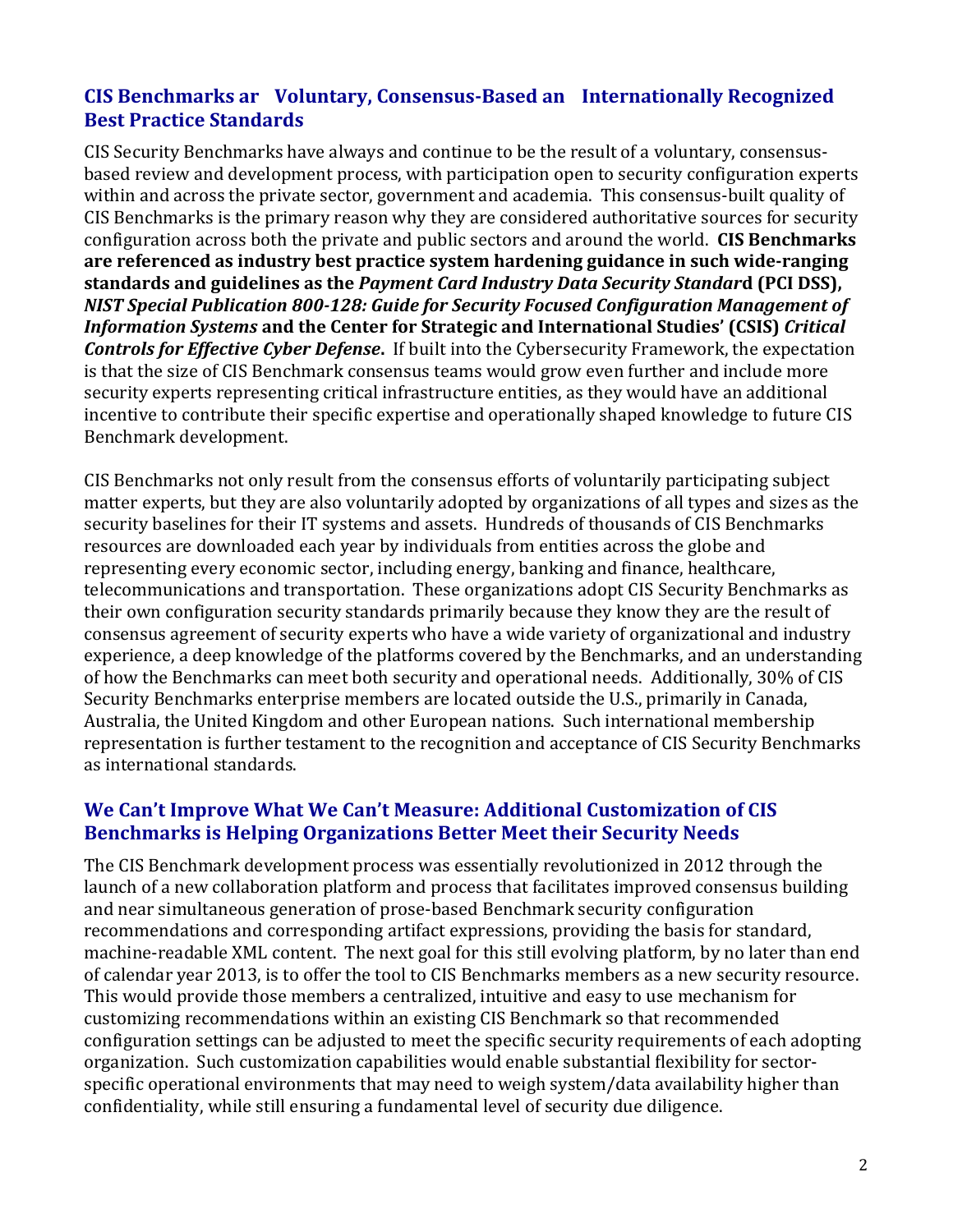## CIS Benchmarks ar Voluntary, Consensus-Based an Internationally Recognized Best Practice Standards

CIS Security Benchmarks have always and continue to be the result of a voluntary, consensus-based review and development process, with participation open to security configuration experts within and across the private sector, government and academia. This consensus-built quality of CIS Benchmarks is the primary reason why they are considered authoritative sources for security configuration across both the private and public sectors and around the world. **CIS Benchmarks are referenced as industry best practice system hardening guidance in such wide-ranging standards and guidelines as the *Payment Card Industry Data Security Standar*d (PCI DSS), *NIST Special Publication 800-128: Guide for Security Focused Configuration Management of Information Systems* and the Center for Strategic and International Studies' (CSIS) *Critical Controls for Effective Cyber Defense*.** If built into the Cybersecurity Framework, the expectation is that the size of CIS Benchmark consensus teams would grow even further and include more security experts representing critical infrastructure entities, as they would have an additional incentive to contribute their specific expertise and operationally shaped knowledge to future CIS Benchmark development.

CIS Benchmarks not only result from the consensus efforts of voluntarily participating subject matter experts, but they are also voluntarily adopted by organizations of all types and sizes as the security baselines for their IT systems and assets. Hundreds of thousands of CIS Benchmarks resources are downloaded each year by individuals from entities across the globe and representing every economic sector, including energy, banking and finance, healthcare, telecommunications and transportation. These organizations adopt CIS Security Benchmarks as their own configuration security standards primarily because they know they are the result of consensus agreement of security experts who have a wide variety of organizational and industry experience, a deep knowledge of the platforms covered by the Benchmarks, and an understanding of how the Benchmarks can meet both security and operational needs. Additionally, 30% of CIS Security Benchmarks enterprise members are located outside the U.S., primarily in Canada, Australia, the United Kingdom and other European nations. Such international membership representation is further testament to the recognition and acceptance of CIS Security Benchmarks as international standards.

## We Can't Improve What We Can't Measure: Additional Customization of CIS Benchmarks is Helping Organizations Better Meet their Security Needs

The CIS Benchmark development process was essentially revolutionized in 2012 through the launch of a new collaboration platform and process that facilitates improved consensus building and near simultaneous generation of prose-based Benchmark security configuration recommendations and corresponding artifact expressions, providing the basis for standard, machine-readable XML content. The next goal for this still evolving platform, by no later than end of calendar year 2013, is to offer the tool to CIS Benchmarks members as a new security resource. This would provide those members a centralized, intuitive and easy to use mechanism for customizing recommendations within an existing CIS Benchmark so that recommended configuration settings can be adjusted to meet the specific security requirements of each adopting organization. Such customization capabilities would enable substantial flexibility for sector-specific operational environments that may need to weigh system/data availability higher than confidentiality, while still ensuring a fundamental level of security due diligence.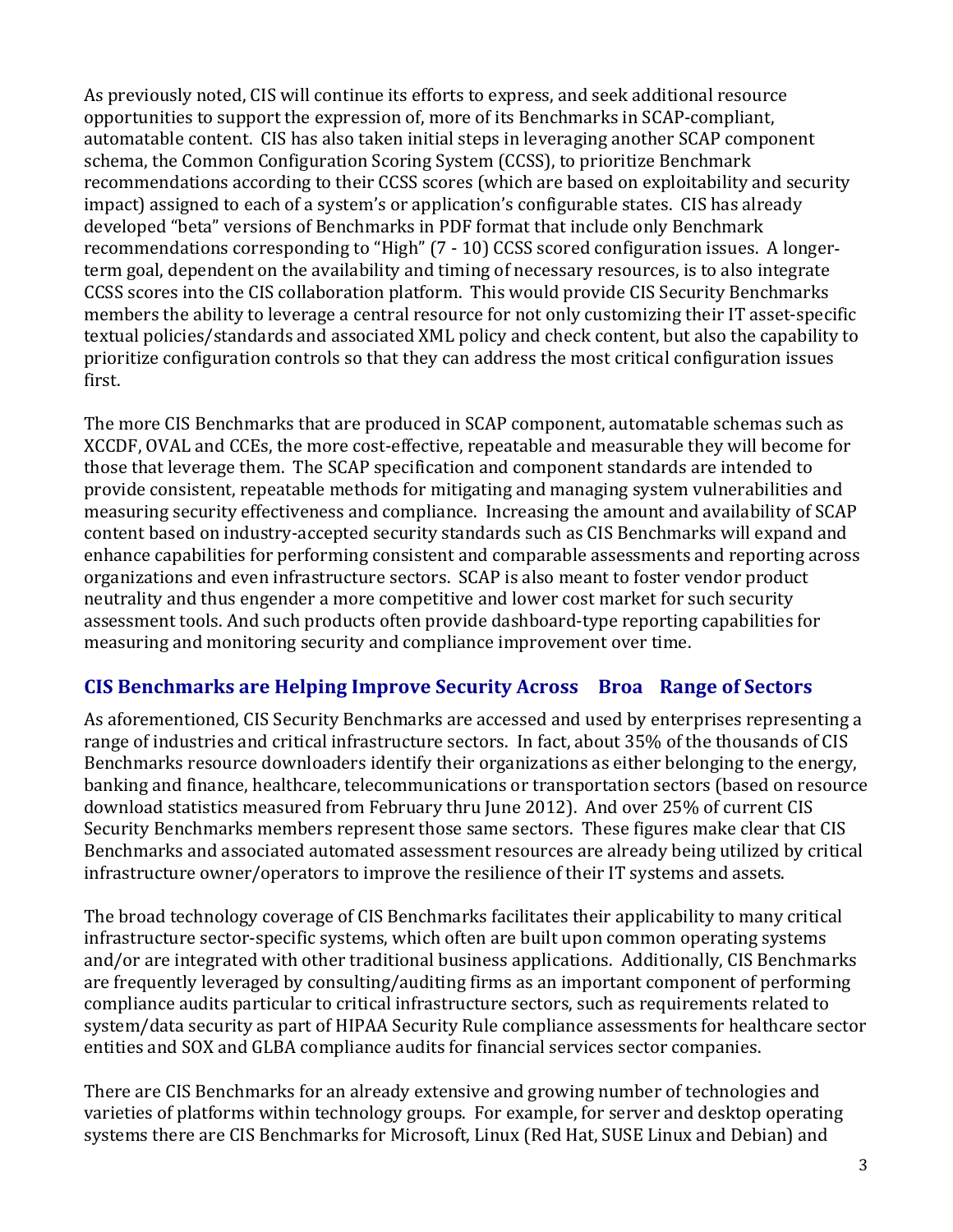As previously noted, CIS will continue its efforts to express, and seek additional resource opportunities to support the expression of, more of its Benchmarks in SCAP-compliant, automatable content. CIS has also taken initial steps in leveraging another SCAP component schema, the Common Configuration Scoring System (CCSS), to prioritize Benchmark recommendations according to their CCSS scores (which are based on exploitability and security impact) assigned to each of a system's or application's configurable states. CIS has already developed "beta" versions of Benchmarks in PDF format that include only Benchmark recommendations corresponding to "High" (7 - 10) CCSS scored configuration issues. A longer-term goal, dependent on the availability and timing of necessary resources, is to also integrate CCSS scores into the CIS collaboration platform. This would provide CIS Security Benchmarks members the ability to leverage a central resource for not only customizing their IT asset-specific textual policies/standards and associated XML policy and check content, but also the capability to prioritize configuration controls so that they can address the most critical configuration issues first.

The more CIS Benchmarks that are produced in SCAP component, automatable schemas such as XCCDF, OVAL and CCEs, the more cost-effective, repeatable and measurable they will become for those that leverage them. The SCAP specification and component standards are intended to provide consistent, repeatable methods for mitigating and managing system vulnerabilities and measuring security effectiveness and compliance. Increasing the amount and availability of SCAP content based on industry-accepted security standards such as CIS Benchmarks will expand and enhance capabilities for performing consistent and comparable assessments and reporting across organizations and even infrastructure sectors. SCAP is also meant to foster vendor product neutrality and thus engender a more competitive and lower cost market for such security assessment tools. And such products often provide dashboard-type reporting capabilities for measuring and monitoring security and compliance improvement over time.

## CIS Benchmarks are Helping Improve Security Across Broa Range of Sectors

As aforementioned, CIS Security Benchmarks are accessed and used by enterprises representing a range of industries and critical infrastructure sectors. In fact, about 35% of the thousands of CIS Benchmarks resource downloaders identify their organizations as either belonging to the energy, banking and finance, healthcare, telecommunications or transportation sectors (based on resource download statistics measured from February thru June 2012). And over 25% of current CIS Security Benchmarks members represent those same sectors. These figures make clear that CIS Benchmarks and associated automated assessment resources are already being utilized by critical infrastructure owner/operators to improve the resilience of their IT systems and assets.

The broad technology coverage of CIS Benchmarks facilitates their applicability to many critical infrastructure sector-specific systems, which often are built upon common operating systems and/or are integrated with other traditional business applications. Additionally, CIS Benchmarks are frequently leveraged by consulting/auditing firms as an important component of performing compliance audits particular to critical infrastructure sectors, such as requirements related to system/data security as part of HIPAA Security Rule compliance assessments for healthcare sector entities and SOX and GLBA compliance audits for financial services sector companies.

There are CIS Benchmarks for an already extensive and growing number of technologies and varieties of platforms within technology groups. For example, for server and desktop operating systems there are CIS Benchmarks for Microsoft, Linux (Red Hat, SUSE Linux and Debian) and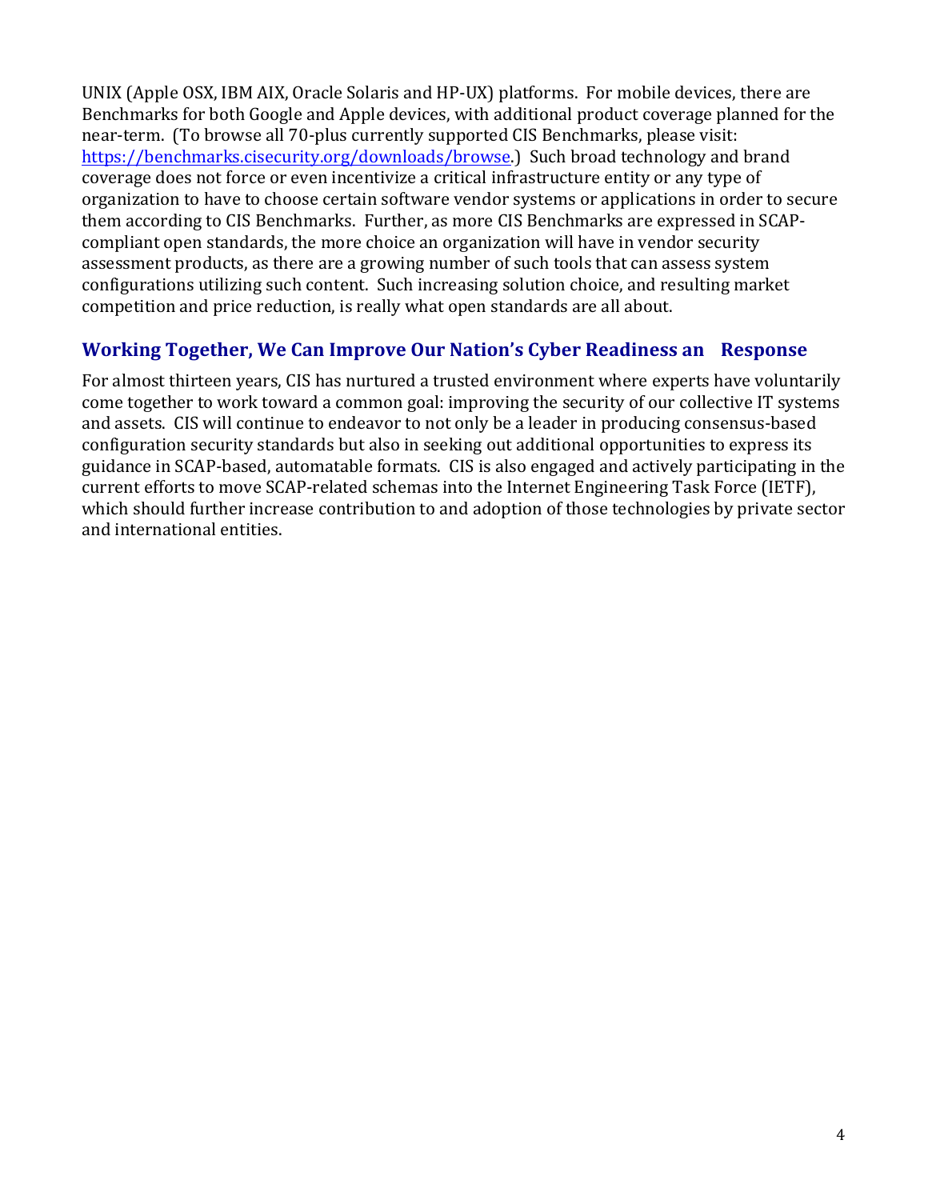UNIX (Apple OSX, IBM AIX, Oracle Solaris and HP-UX) platforms. For mobile devices, there are Benchmarks for both Google and Apple devices, with additional product coverage planned for the near-term. (To browse all 70-plus currently supported CIS Benchmarks, please visit: [https://benchmarks.cisecurity.org/downloads/browse](https://benchmarks.cisecurity.org/downloads/browse).) Such broad technology and brand coverage does not force or even incentivize a critical infrastructure entity or any type of organization to have to choose certain software vendor systems or applications in order to secure them according to CIS Benchmarks. Further, as more CIS Benchmarks are expressed in SCAP-compliant open standards, the more choice an organization will have in vendor security assessment products, as there are a growing number of such tools that can assess system configurations utilizing such content. Such increasing solution choice, and resulting market competition and price reduction, is really what open standards are all about.

## Working Together, We Can Improve Our Nation's Cyber Readiness an Response

For almost thirteen years, CIS has nurtured a trusted environment where experts have voluntarily come together to work toward a common goal: improving the security of our collective IT systems and assets. CIS will continue to endeavor to not only be a leader in producing consensus-based configuration security standards but also in seeking out additional opportunities to express its guidance in SCAP-based, automatable formats. CIS is also engaged and actively participating in the current efforts to move SCAP-related schemas into the Internet Engineering Task Force (IETF), which should further increase contribution to and adoption of those technologies by private sector and international entities.